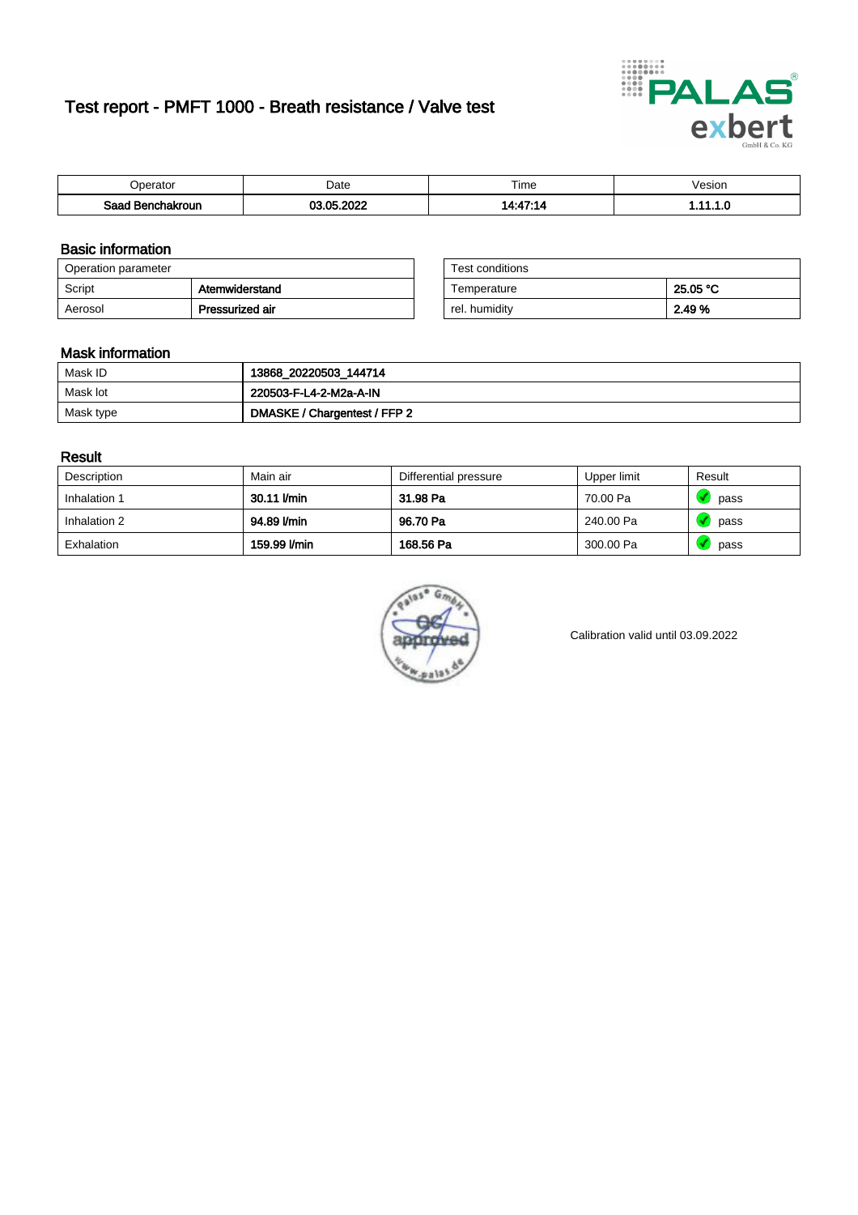# Test report - PMFT 1000 - Breath resistance / Valve test

| Operator | Date | Time | Vesion |
|---|---|---|---|
| **Saad Benchakroun** | **03.05.2022** | **14:47:14** | **1.11.1.0** |

## Basic information

| Operation parameter | |
|---|---|
| Script | **Atemwiderstand** |
| Aerosol | **Pressurized air** |

| Test conditions | |
|---|---|
| Temperature | **25.05 °C** |
| rel. humidity | **2.49 %** |

## Mask information

| | |
|---|---|
| Mask ID | **13868_20220503_144714** |
| Mask lot | **220503-F-L4-2-M2a-A-IN** |
| Mask type | **DMASKE / Chargentest / FFP 2** |

## Result

| Description | Main air | Differential pressure | Upper limit | Result |
|---|---|---|---|---|
| Inhalation 1 | **30.11 l/min** | **31.98 Pa** | 70.00 Pa | pass |
| Inhalation 2 | **94.89 l/min** | **96.70 Pa** | 240.00 Pa | pass |
| Exhalation | **159.99 l/min** | **168.56 Pa** | 300.00 Pa | pass |

Calibration valid until 03.09.2022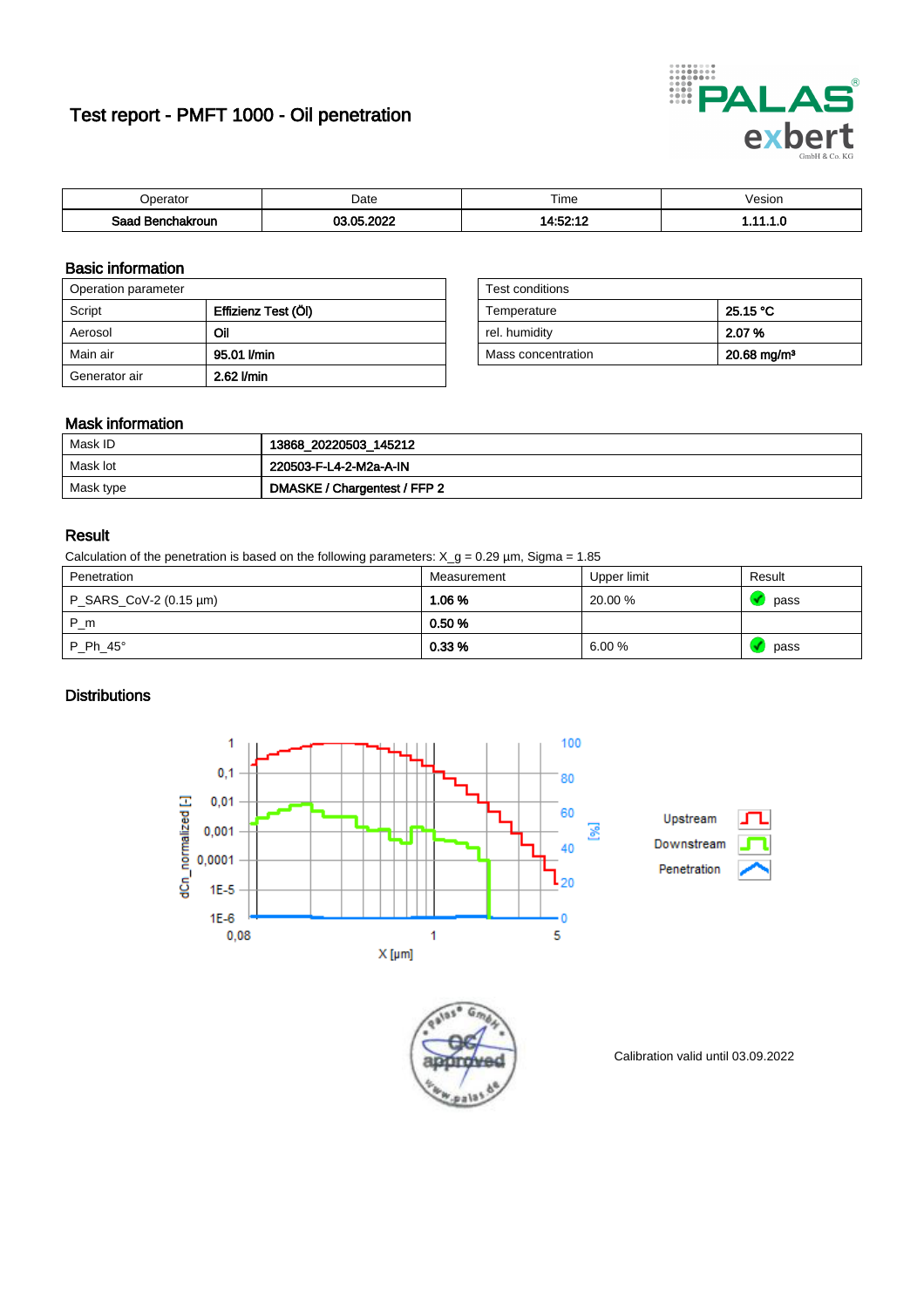# Test report - PMFT 1000 - Oil penetration

| Operator | Date | Time | Vesion |
|---|---|---|---|
| **Saad Benchakroun** | **03.05.2022** | **14:52:12** | **1.11.1.0** |

## Basic information

| Operation parameter | |
|---|---|
| Script | **Effizienz Test (Öl)** |
| Aerosol | **Oil** |
| Main air | **95.01 l/min** |
| Generator air | **2.62 l/min** |

| Test conditions | |
|---|---|
| Temperature | **25.15 °C** |
| rel. humidity | **2.07 %** |
| Mass concentration | **20.68 mg/m³** |

## Mask information

| | |
|---|---|
| Mask ID | **13868_20220503_145212** |
| Mask lot | **220503-F-L4-2-M2a-A-IN** |
| Mask type | **DMASKE / Chargentest / FFP 2** |

## Result

Calculation of the penetration is based on the following parameters: X_g = 0.29 µm, Sigma = 1.85

| Penetration | Measurement | Upper limit | Result |
|---|---|---|---|
| P_SARS_CoV-2 (0.15 µm) | **1.06 %** | 20.00 % | pass |
| P_m | **0.50 %** | | |
| P_Ph_45° | **0.33 %** | 6.00 % | pass |

## Distributions

dCn_normalized [-]

1
0,1
0,01
0,001
0,0001
1E-5
1E-6

[%]

100
80
60
40
20
0

0,08
1
5

X [µm]

Upstream
Downstream
Penetration

Calibration valid until 03.09.2022